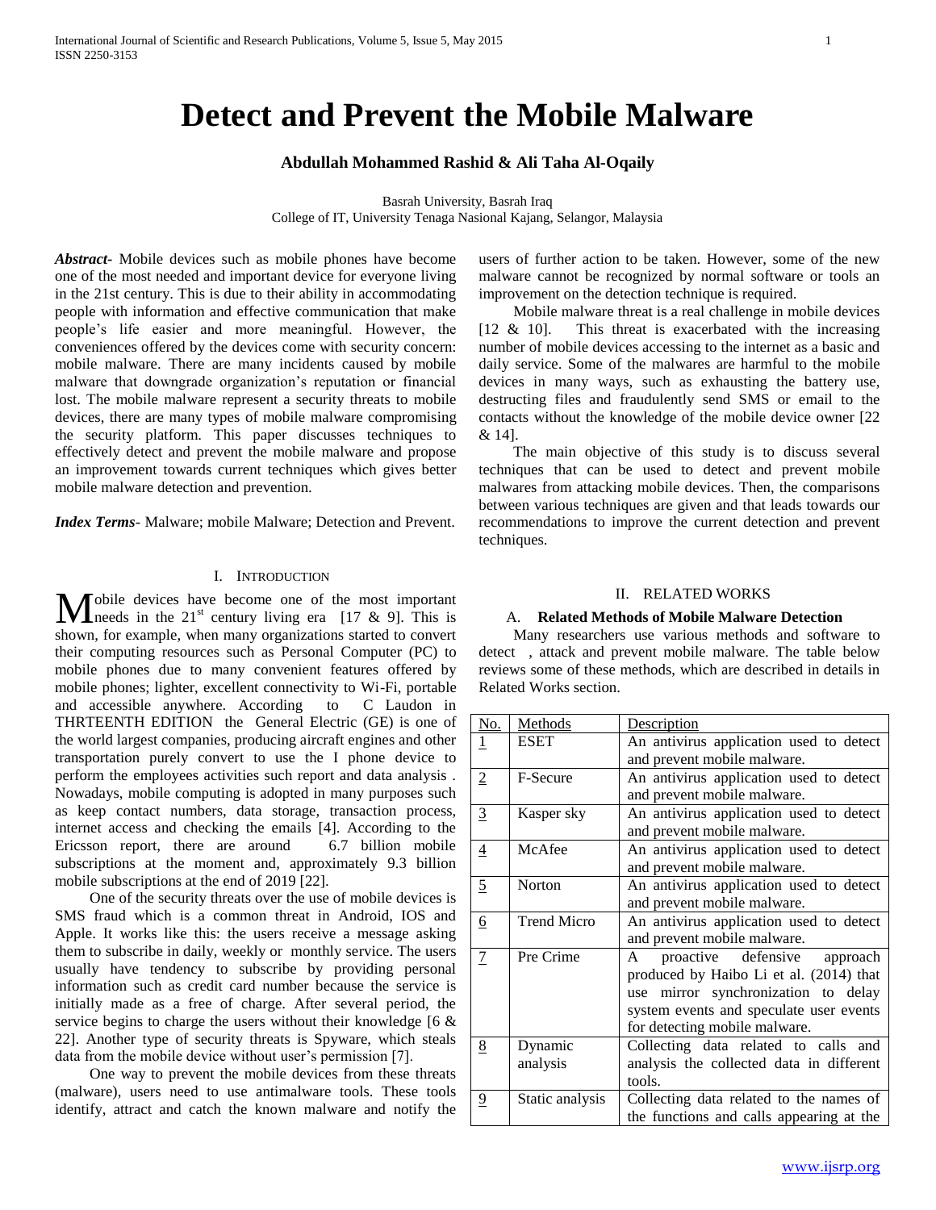# Detect and Prevent the Mobile Malware

**Abdullah Mohammed Rashid & Ali Taha Al-Oqaily**

Basrah University, Basrah Iraq
College of IT, University Tenaga Nasional Kajang, Selangor, Malaysia

***Abstract***- Mobile devices such as mobile phones have become one of the most needed and important device for everyone living in the 21st century. This is due to their ability in accommodating people with information and effective communication that make people's life easier and more meaningful. However, the conveniences offered by the devices come with security concern: mobile malware. There are many incidents caused by mobile malware that downgrade organization's reputation or financial lost. The mobile malware represent a security threats to mobile devices, there are many types of mobile malware compromising the security platform. This paper discusses techniques to effectively detect and prevent the mobile malware and propose an improvement towards current techniques which gives better mobile malware detection and prevention.

***Index Terms***- Malware; mobile Malware; Detection and Prevent.

## I. Introduction

Mobile devices have become one of the most important needs in the 21st century living era [17 & 9]. This is shown, for example, when many organizations started to convert their computing resources such as Personal Computer (PC) to mobile phones due to many convenient features offered by mobile phones; lighter, excellent connectivity to Wi-Fi, portable and accessible anywhere. According to C Laudon in THRTEENTH EDITION the General Electric (GE) is one of the world largest companies, producing aircraft engines and other transportation purely convert to use the I phone device to perform the employees activities such report and data analysis . Nowadays, mobile computing is adopted in many purposes such as keep contact numbers, data storage, transaction process, internet access and checking the emails [4]. According to the Ericsson report, there are around 6.7 billion mobile subscriptions at the moment and, approximately 9.3 billion mobile subscriptions at the end of 2019 [22].

One of the security threats over the use of mobile devices is SMS fraud which is a common threat in Android, IOS and Apple. It works like this: the users receive a message asking them to subscribe in daily, weekly or monthly service. The users usually have tendency to subscribe by providing personal information such as credit card number because the service is initially made as a free of charge. After several period, the service begins to charge the users without their knowledge [6 & 22]. Another type of security threats is Spyware, which steals data from the mobile device without user's permission [7].

One way to prevent the mobile devices from these threats (malware), users need to use antimalware tools. These tools identify, attract and catch the known malware and notify the users of further action to be taken. However, some of the new malware cannot be recognized by normal software or tools an improvement on the detection technique is required.

Mobile malware threat is a real challenge in mobile devices [12 & 10]. This threat is exacerbated with the increasing number of mobile devices accessing to the internet as a basic and daily service. Some of the malwares are harmful to the mobile devices in many ways, such as exhausting the battery use, destructing files and fraudulently send SMS or email to the contacts without the knowledge of the mobile device owner [22 & 14].

The main objective of this study is to discuss several techniques that can be used to detect and prevent mobile malwares from attacking mobile devices. Then, the comparisons between various techniques are given and that leads towards our recommendations to improve the current detection and prevent techniques.

## II. Related Works

### A. Related Methods of Mobile Malware Detection

Many researchers use various methods and software to detect , attack and prevent mobile malware. The table below reviews some of these methods, which are described in details in Related Works section.

| No. | Methods | Description |
|---|---|---|
| 1 | ESET | An antivirus application used to detect and prevent mobile malware. |
| 2 | F-Secure | An antivirus application used to detect and prevent mobile malware. |
| 3 | Kasper sky | An antivirus application used to detect and prevent mobile malware. |
| 4 | McAfee | An antivirus application used to detect and prevent mobile malware. |
| 5 | Norton | An antivirus application used to detect and prevent mobile malware. |
| 6 | Trend Micro | An antivirus application used to detect and prevent mobile malware. |
| 7 | Pre Crime | A proactive defensive approach produced by Haibo Li et al. (2014) that use mirror synchronization to delay system events and speculate user events for detecting mobile malware. |
| 8 | Dynamic analysis | Collecting data related to calls and analysis the collected data in different tools. |
| 9 | Static analysis | Collecting data related to the names of the functions and calls appearing at the |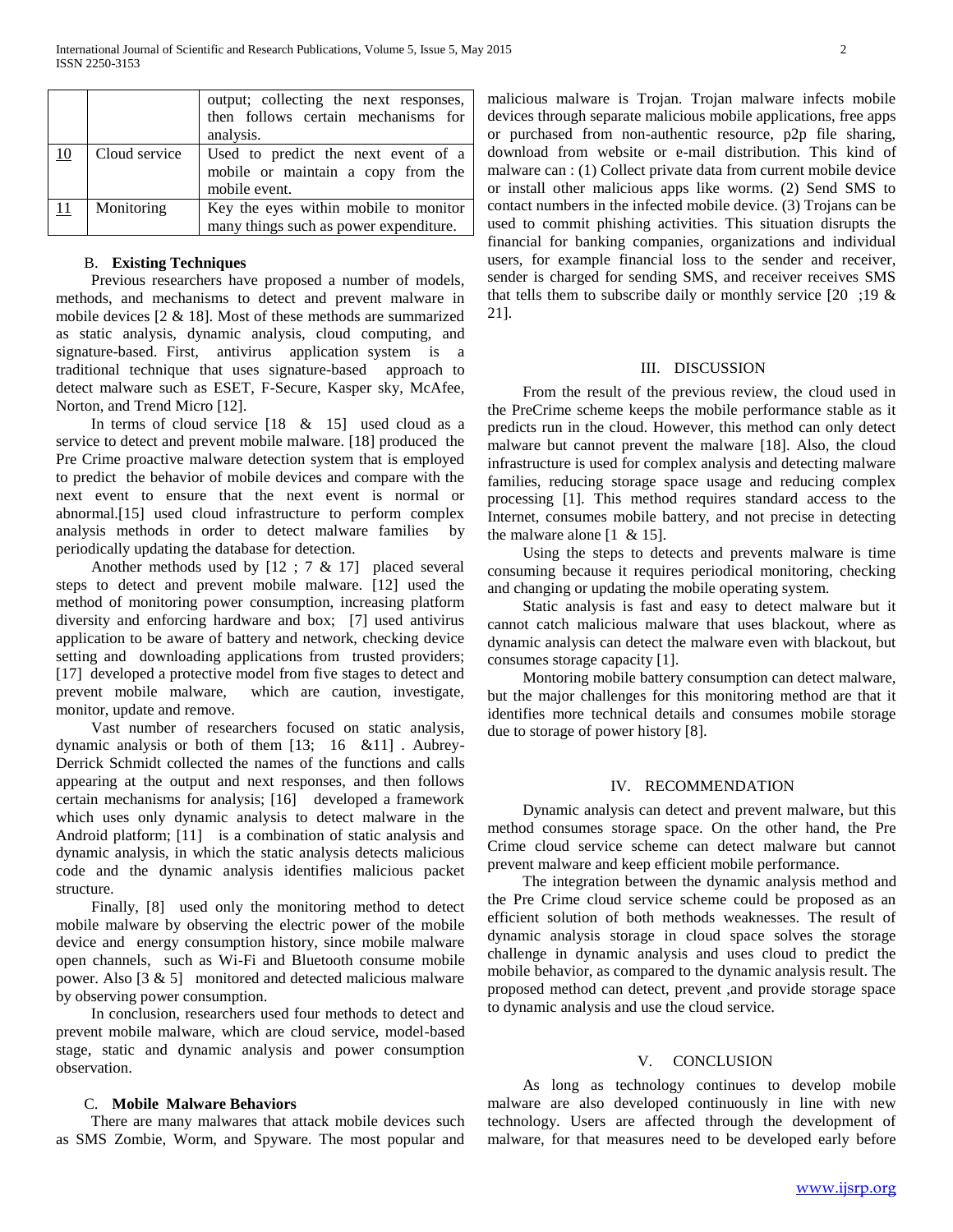|  |  | output; collecting the next responses, then follows certain mechanisms for analysis. |
| --- | --- | --- |
| 10 | Cloud service | Used to predict the next event of a mobile or maintain a copy from the mobile event. |
| 11 | Monitoring | Key the eyes within mobile to monitor many things such as power expenditure. |

### B. **Existing Techniques**

Previous researchers have proposed a number of models, methods, and mechanisms to detect and prevent malware in mobile devices [2 & 18]. Most of these methods are summarized as static analysis, dynamic analysis, cloud computing, and signature-based. First, antivirus application system is a traditional technique that uses signature-based approach to detect malware such as ESET, F-Secure, Kasper sky, McAfee, Norton, and Trend Micro [12].

In terms of cloud service [18 & 15] used cloud as a service to detect and prevent mobile malware. [18] produced the Pre Crime proactive malware detection system that is employed to predict the behavior of mobile devices and compare with the next event to ensure that the next event is normal or abnormal.[15] used cloud infrastructure to perform complex analysis methods in order to detect malware families by periodically updating the database for detection.

Another methods used by [12 ; 7 & 17] placed several steps to detect and prevent mobile malware. [12] used the method of monitoring power consumption, increasing platform diversity and enforcing hardware and box; [7] used antivirus application to be aware of battery and network, checking device setting and downloading applications from trusted providers; [17] developed a protective model from five stages to detect and prevent mobile malware, which are caution, investigate, monitor, update and remove.

Vast number of researchers focused on static analysis, dynamic analysis or both of them [13; 16 &11] . Aubrey-Derrick Schmidt collected the names of the functions and calls appearing at the output and next responses, and then follows certain mechanisms for analysis; [16] developed a framework which uses only dynamic analysis to detect malware in the Android platform; [11] is a combination of static analysis and dynamic analysis, in which the static analysis detects malicious code and the dynamic analysis identifies malicious packet structure.

Finally, [8] used only the monitoring method to detect mobile malware by observing the electric power of the mobile device and energy consumption history, since mobile malware open channels, such as Wi-Fi and Bluetooth consume mobile power. Also [3 & 5] monitored and detected malicious malware by observing power consumption.

In conclusion, researchers used four methods to detect and prevent mobile malware, which are cloud service, model-based stage, static and dynamic analysis and power consumption observation.

### C. **Mobile Malware Behaviors**

There are many malwares that attack mobile devices such as SMS Zombie, Worm, and Spyware. The most popular and malicious malware is Trojan. Trojan malware infects mobile devices through separate malicious mobile applications, free apps or purchased from non-authentic resource, p2p file sharing, download from website or e-mail distribution. This kind of malware can : (1) Collect private data from current mobile device or install other malicious apps like worms. (2) Send SMS to contact numbers in the infected mobile device. (3) Trojans can be used to commit phishing activities. This situation disrupts the financial for banking companies, organizations and individual users, for example financial loss to the sender and receiver, sender is charged for sending SMS, and receiver receives SMS that tells them to subscribe daily or monthly service [20 ;19 & 21].

## III. DISCUSSION

From the result of the previous review, the cloud used in the PreCrime scheme keeps the mobile performance stable as it predicts run in the cloud. However, this method can only detect malware but cannot prevent the malware [18]. Also, the cloud infrastructure is used for complex analysis and detecting malware families, reducing storage space usage and reducing complex processing [1]. This method requires standard access to the Internet, consumes mobile battery, and not precise in detecting the malware alone [1 & 15].

Using the steps to detects and prevents malware is time consuming because it requires periodical monitoring, checking and changing or updating the mobile operating system.

Static analysis is fast and easy to detect malware but it cannot catch malicious malware that uses blackout, where as dynamic analysis can detect the malware even with blackout, but consumes storage capacity [1].

Montoring mobile battery consumption can detect malware, but the major challenges for this monitoring method are that it identifies more technical details and consumes mobile storage due to storage of power history [8].

## IV. RECOMMENDATION

Dynamic analysis can detect and prevent malware, but this method consumes storage space. On the other hand, the Pre Crime cloud service scheme can detect malware but cannot prevent malware and keep efficient mobile performance.

The integration between the dynamic analysis method and the Pre Crime cloud service scheme could be proposed as an efficient solution of both methods weaknesses. The result of dynamic analysis storage in cloud space solves the storage challenge in dynamic analysis and uses cloud to predict the mobile behavior, as compared to the dynamic analysis result. The proposed method can detect, prevent ,and provide storage space to dynamic analysis and use the cloud service.

## V. CONCLUSION

As long as technology continues to develop mobile malware are also developed continuously in line with new technology. Users are affected through the development of malware, for that measures need to be developed early before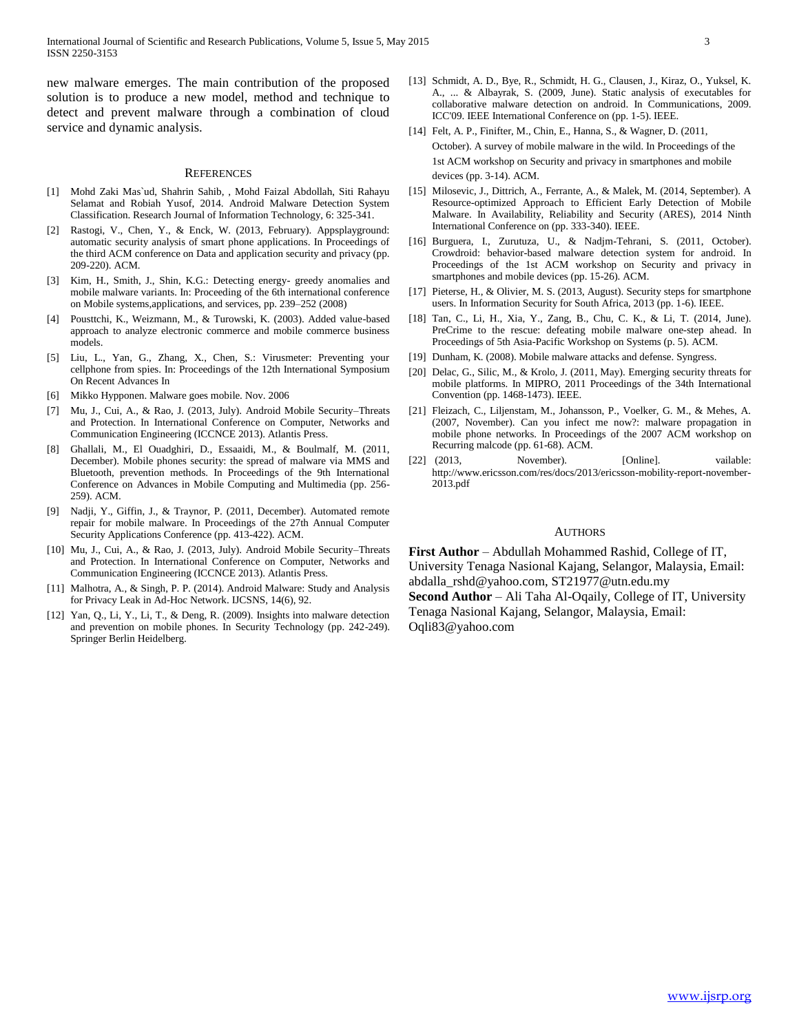new malware emerges. The main contribution of the proposed solution is to produce a new model, method and technique to detect and prevent malware through a combination of cloud service and dynamic analysis.

## REFERENCES

[1] Mohd Zaki Mas`ud, Shahrin Sahib, , Mohd Faizal Abdollah, Siti Rahayu Selamat and Robiah Yusof, 2014. Android Malware Detection System Classification. Research Journal of Information Technology, 6: 325-341.

[2] Rastogi, V., Chen, Y., & Enck, W. (2013, February). Appsplayground: automatic security analysis of smart phone applications. In Proceedings of the third ACM conference on Data and application security and privacy (pp. 209-220). ACM.

[3] Kim, H., Smith, J., Shin, K.G.: Detecting energy- greedy anomalies and mobile malware variants. In: Proceeding of the 6th international conference on Mobile systems,applications, and services, pp. 239–252 (2008)

[4] Pousttchi, K., Weizmann, M., & Turowski, K. (2003). Added value-based approach to analyze electronic commerce and mobile commerce business models.

[5] Liu, L., Yan, G., Zhang, X., Chen, S.: Virusmeter: Preventing your cellphone from spies. In: Proceedings of the 12th International Symposium On Recent Advances In

[6] Mikko Hypponen. Malware goes mobile. Nov. 2006

[7] Mu, J., Cui, A., & Rao, J. (2013, July). Android Mobile Security–Threats and Protection. In International Conference on Computer, Networks and Communication Engineering (ICCNCE 2013). Atlantis Press.

[8] Ghallali, M., El Ouadghiri, D., Essaaidi, M., & Boulmalf, M. (2011, December). Mobile phones security: the spread of malware via MMS and Bluetooth, prevention methods. In Proceedings of the 9th International Conference on Advances in Mobile Computing and Multimedia (pp. 256-259). ACM.

[9] Nadji, Y., Giffin, J., & Traynor, P. (2011, December). Automated remote repair for mobile malware. In Proceedings of the 27th Annual Computer Security Applications Conference (pp. 413-422). ACM.

[10] Mu, J., Cui, A., & Rao, J. (2013, July). Android Mobile Security–Threats and Protection. In International Conference on Computer, Networks and Communication Engineering (ICCNCE 2013). Atlantis Press.

[11] Malhotra, A., & Singh, P. P. (2014). Android Malware: Study and Analysis for Privacy Leak in Ad-Hoc Network. IJCSNS, 14(6), 92.

[12] Yan, Q., Li, Y., Li, T., & Deng, R. (2009). Insights into malware detection and prevention on mobile phones. In Security Technology (pp. 242-249). Springer Berlin Heidelberg.

[13] Schmidt, A. D., Bye, R., Schmidt, H. G., Clausen, J., Kiraz, O., Yuksel, K. A., ... & Albayrak, S. (2009, June). Static analysis of executables for collaborative malware detection on android. In Communications, 2009. ICC'09. IEEE International Conference on (pp. 1-5). IEEE.

[14] Felt, A. P., Finifter, M., Chin, E., Hanna, S., & Wagner, D. (2011, October). A survey of mobile malware in the wild. In Proceedings of the 1st ACM workshop on Security and privacy in smartphones and mobile devices (pp. 3-14). ACM.

[15] Milosevic, J., Dittrich, A., Ferrante, A., & Malek, M. (2014, September). A Resource-optimized Approach to Efficient Early Detection of Mobile Malware. In Availability, Reliability and Security (ARES), 2014 Ninth International Conference on (pp. 333-340). IEEE.

[16] Burguera, I., Zurutuza, U., & Nadjm-Tehrani, S. (2011, October). Crowdroid: behavior-based malware detection system for android. In Proceedings of the 1st ACM workshop on Security and privacy in smartphones and mobile devices (pp. 15-26). ACM.

[17] Pieterse, H., & Olivier, M. S. (2013, August). Security steps for smartphone users. In Information Security for South Africa, 2013 (pp. 1-6). IEEE.

[18] Tan, C., Li, H., Xia, Y., Zang, B., Chu, C. K., & Li, T. (2014, June). PreCrime to the rescue: defeating mobile malware one-step ahead. In Proceedings of 5th Asia-Pacific Workshop on Systems (p. 5). ACM.

[19] Dunham, K. (2008). Mobile malware attacks and defense. Syngress.

[20] Delac, G., Silic, M., & Krolo, J. (2011, May). Emerging security threats for mobile platforms. In MIPRO, 2011 Proceedings of the 34th International Convention (pp. 1468-1473). IEEE.

[21] Fleizach, C., Liljenstam, M., Johansson, P., Voelker, G. M., & Mehes, A. (2007, November). Can you infect me now?: malware propagation in mobile phone networks. In Proceedings of the 2007 ACM workshop on Recurring malcode (pp. 61-68). ACM.

[22] (2013, November). [Online]. vailable: http://www.ericsson.com/res/docs/2013/ericsson-mobility-report-november-2013.pdf

## AUTHORS

**First Author** – Abdullah Mohammed Rashid, College of IT, University Tenaga Nasional Kajang, Selangor, Malaysia, Email: abdalla_rshd@yahoo.com, ST21977@utn.edu.my

**Second Author** – Ali Taha Al-Oqaily, College of IT, University Tenaga Nasional Kajang, Selangor, Malaysia, Email: Oqli83@yahoo.com